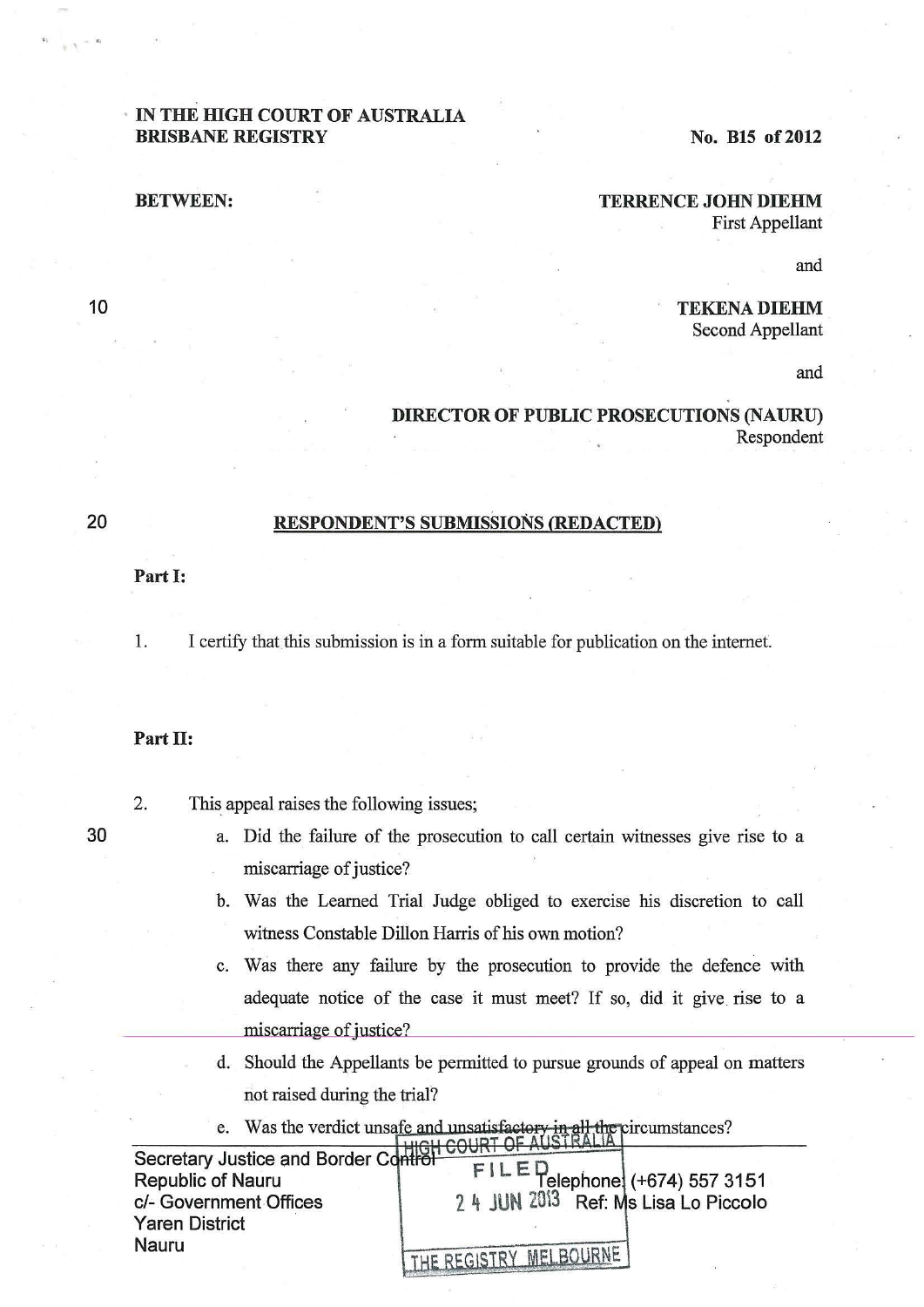IN THE HIGH COURT OF AUSTRALIA
BRISBANE REGISTRY

No. B15 of 2012

BETWEEN:

**TERRENCE JOHN DIEHM**
First Appellant

and

**TEKENA DIEHM**
Second Appellant

and

**DIRECTOR OF PUBLIC PROSECUTIONS (NAURU)**
Respondent

## RESPONDENT'S SUBMISSIONS (REDACTED)

**Part I:**

1. I certify that this submission is in a form suitable for publication on the internet.

**Part II:**

2. This appeal raises the following issues;
   a. Did the failure of the prosecution to call certain witnesses give rise to a miscarriage of justice?
   b. Was the Learned Trial Judge obliged to exercise his discretion to call witness Constable Dillon Harris of his own motion?
   c. Was there any failure by the prosecution to provide the defence with adequate notice of the case it must meet? If so, did it give rise to a miscarriage of justice?
   d. Should the Appellants be permitted to pursue grounds of appeal on matters not raised during the trial?
   e. Was the verdict unsafe and unsatisfactory in all the circumstances?

Secretary Justice and Border Control
Republic of Nauru
c/- Government Offices
Yaren District
Nauru

Telephone: (+674) 557 3151
Ref: Ms Lisa Lo Piccolo

HIGH COURT OF AUSTRALIA
FILED
24 JUN 2013
THE REGISTRY MELBOURNE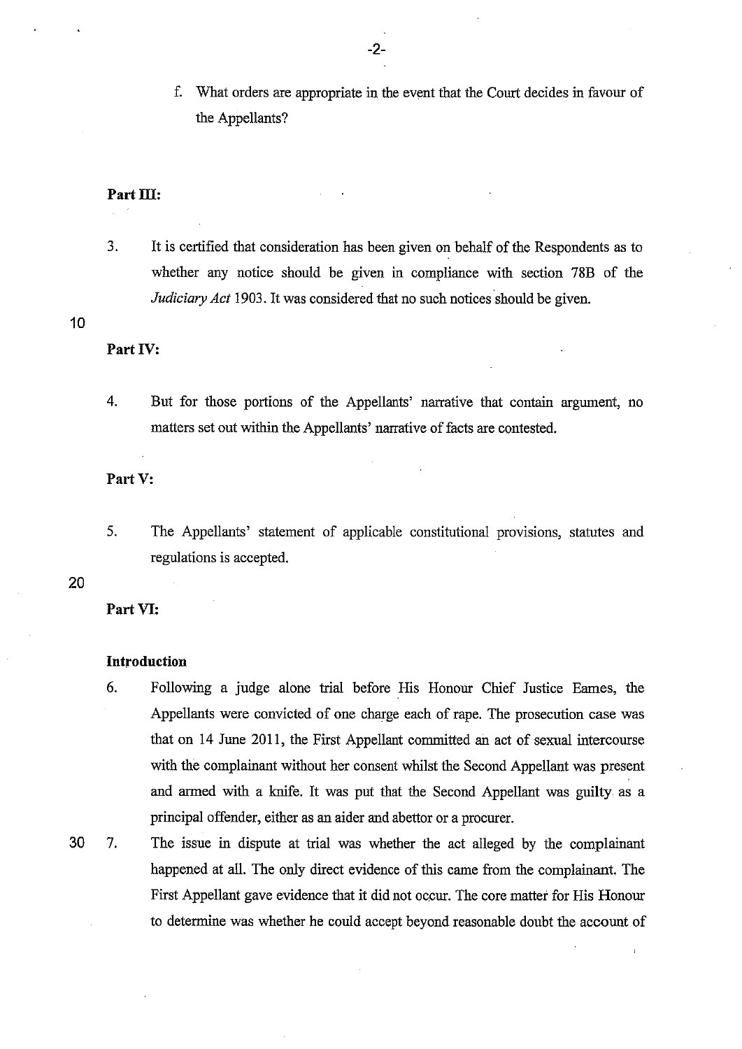f. What orders are appropriate in the event that the Court decides in favour of the Appellants?

**Part III:**

3. It is certified that consideration has been given on behalf of the Respondents as to whether any notice should be given in compliance with section 78B of the *Judiciary Act* 1903. It was considered that no such notices should be given.

**Part IV:**

4. But for those portions of the Appellants' narrative that contain argument, no matters set out within the Appellants' narrative of facts are contested.

**Part V:**

5. The Appellants' statement of applicable constitutional provisions, statutes and regulations is accepted.

**Part VI:**

**Introduction**

6. Following a judge alone trial before His Honour Chief Justice Eames, the Appellants were convicted of one charge each of rape. The prosecution case was that on 14 June 2011, the First Appellant committed an act of sexual intercourse with the complainant without her consent whilst the Second Appellant was present and armed with a knife. It was put that the Second Appellant was guilty as a principal offender, either as an aider and abettor or a procurer.

7. The issue in dispute at trial was whether the act alleged by the complainant happened at all. The only direct evidence of this came from the complainant. The First Appellant gave evidence that it did not occur. The core matter for His Honour to determine was whether he could accept beyond reasonable doubt the account of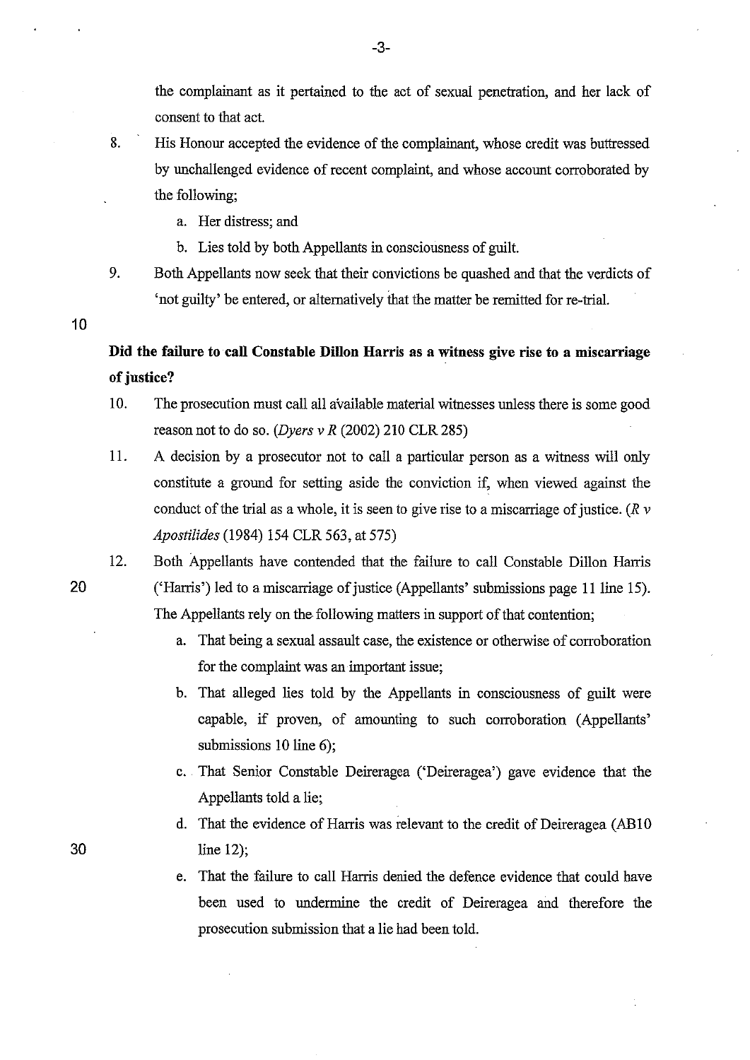the complainant as it pertained to the act of sexual penetration, and her lack of consent to that act.

8. His Honour accepted the evidence of the complainant, whose credit was buttressed by unchallenged evidence of recent complaint, and whose account corroborated by the following;

   a. Her distress; and

   b. Lies told by both Appellants in consciousness of guilt.

9. Both Appellants now seek that their convictions be quashed and that the verdicts of 'not guilty' be entered, or alternatively that the matter be remitted for re-trial.

**Did the failure to call Constable Dillon Harris as a witness give rise to a miscarriage of justice?**

10. The prosecution must call all available material witnesses unless there is some good reason not to do so. (*Dyers v R* (2002) 210 CLR 285)

11. A decision by a prosecutor not to call a particular person as a witness will only constitute a ground for setting aside the conviction if, when viewed against the conduct of the trial as a whole, it is seen to give rise to a miscarriage of justice. (*R v Apostilides* (1984) 154 CLR 563, at 575)

12. Both Appellants have contended that the failure to call Constable Dillon Harris ('Harris') led to a miscarriage of justice (Appellants' submissions page 11 line 15). The Appellants rely on the following matters in support of that contention;

    a. That being a sexual assault case, the existence or otherwise of corroboration for the complaint was an important issue;

    b. That alleged lies told by the Appellants in consciousness of guilt were capable, if proven, of amounting to such corroboration (Appellants' submissions 10 line 6);

    c. That Senior Constable Deireragea ('Deireragea') gave evidence that the Appellants told a lie;

    d. That the evidence of Harris was relevant to the credit of Deireragea (AB10 line 12);

    e. That the failure to call Harris denied the defence evidence that could have been used to undermine the credit of Deireragea and therefore the prosecution submission that a lie had been told.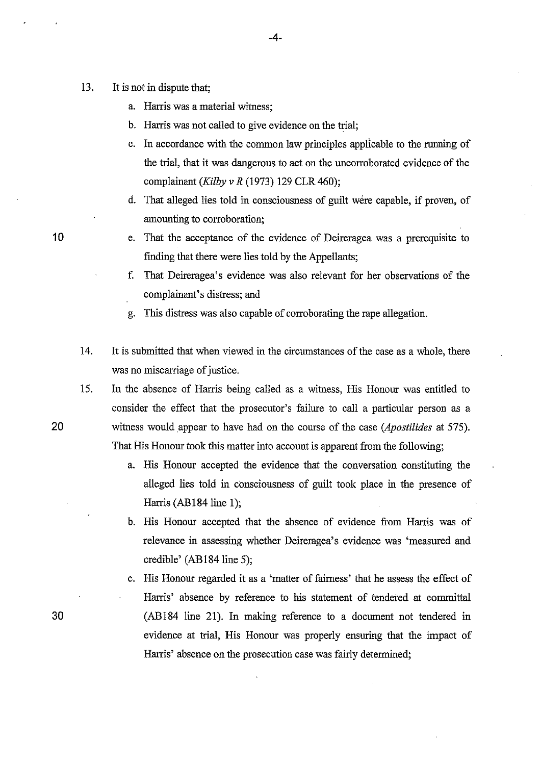13. It is not in dispute that;

    a. Harris was a material witness;

    b. Harris was not called to give evidence on the trial;

    c. In accordance with the common law principles applicable to the running of the trial, that it was dangerous to act on the uncorroborated evidence of the complainant (*Kilby v R* (1973) 129 CLR 460);

    d. That alleged lies told in consciousness of guilt were capable, if proven, of amounting to corroboration;

    e. That the acceptance of the evidence of Deireragea was a prerequisite to finding that there were lies told by the Appellants;

    f. That Deireragea's evidence was also relevant for her observations of the complainant's distress; and

    g. This distress was also capable of corroborating the rape allegation.

14. It is submitted that when viewed in the circumstances of the case as a whole, there was no miscarriage of justice.

15. In the absence of Harris being called as a witness, His Honour was entitled to consider the effect that the prosecutor's failure to call a particular person as a witness would appear to have had on the course of the case (*Apostilides* at 575). That His Honour took this matter into account is apparent from the following;

    a. His Honour accepted the evidence that the conversation constituting the alleged lies told in consciousness of guilt took place in the presence of Harris (AB184 line 1);

    b. His Honour accepted that the absence of evidence from Harris was of relevance in assessing whether Deireragea's evidence was 'measured and credible' (AB184 line 5);

    c. His Honour regarded it as a 'matter of fairness' that he assess the effect of Harris' absence by reference to his statement of tendered at committal (AB184 line 21). In making reference to a document not tendered in evidence at trial, His Honour was properly ensuring that the impact of Harris' absence on the prosecution case was fairly determined;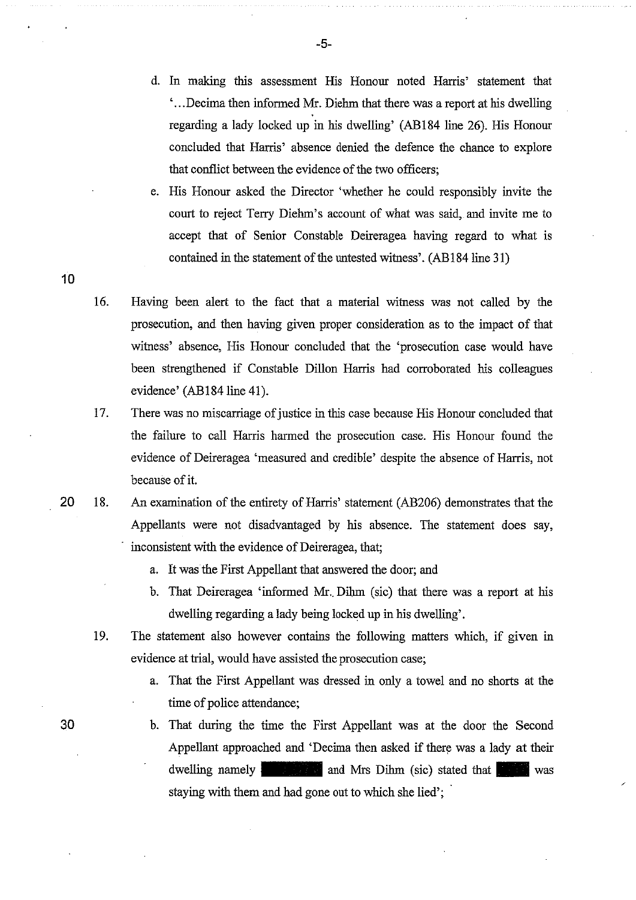d. In making this assessment His Honour noted Harris' statement that '…Decima then informed Mr. Diehm that there was a report at his dwelling regarding a lady locked up in his dwelling' (AB184 line 26). His Honour concluded that Harris' absence denied the defence the chance to explore that conflict between the evidence of the two officers;

e. His Honour asked the Director 'whether he could responsibly invite the court to reject Terry Diehm's account of what was said, and invite me to accept that of Senior Constable Deireragea having regard to what is contained in the statement of the untested witness'. (AB184 line 31)

16. Having been alert to the fact that a material witness was not called by the prosecution, and then having given proper consideration as to the impact of that witness' absence, His Honour concluded that the 'prosecution case would have been strengthened if Constable Dillon Harris had corroborated his colleagues evidence' (AB184 line 41).

17. There was no miscarriage of justice in this case because His Honour concluded that the failure to call Harris harmed the prosecution case. His Honour found the evidence of Deireragea 'measured and credible' despite the absence of Harris, not because of it.

18. An examination of the entirety of Harris' statement (AB206) demonstrates that the Appellants were not disadvantaged by his absence. The statement does say, inconsistent with the evidence of Deireragea, that;

   a. It was the First Appellant that answered the door; and

   b. That Deireragea 'informed Mr. Dihm (sic) that there was a report at his dwelling regarding a lady being locked up in his dwelling'.

19. The statement also however contains the following matters which, if given in evidence at trial, would have assisted the prosecution case;

   a. That the First Appellant was dressed in only a towel and no shorts at the time of police attendance;

   b. That during the time the First Appellant was at the door the Second Appellant approached and 'Decima then asked if there was a lady at their dwelling namely [redacted] and Mrs Dihm (sic) stated that [redacted] was staying with them and had gone out to which she lied';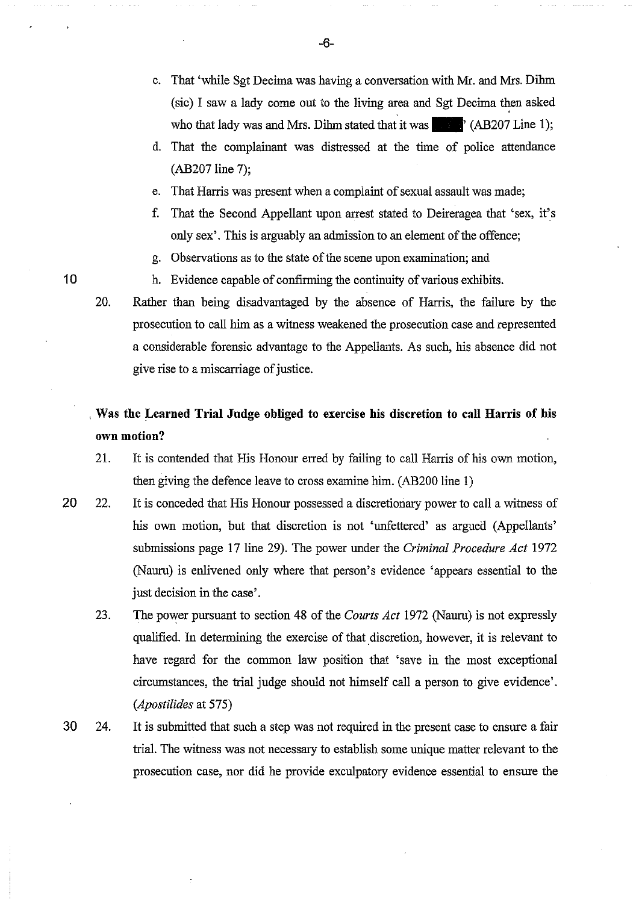c. That 'while Sgt Decima was having a conversation with Mr. and Mrs. Dihm (sic) I saw a lady come out to the living area and Sgt Decima then asked who that lady was and Mrs. Dihm stated that it was ████' (AB207 Line 1);

d. That the complainant was distressed at the time of police attendance (AB207 line 7);

e. That Harris was present when a complaint of sexual assault was made;

f. That the Second Appellant upon arrest stated to Deireragea that 'sex, it's only sex'. This is arguably an admission to an element of the offence;

g. Observations as to the state of the scene upon examination; and

h. Evidence capable of confirming the continuity of various exhibits.

20. Rather than being disadvantaged by the absence of Harris, the failure by the prosecution to call him as a witness weakened the prosecution case and represented a considerable forensic advantage to the Appellants. As such, his absence did not give rise to a miscarriage of justice.

**Was the Learned Trial Judge obliged to exercise his discretion to call Harris of his own motion?**

21. It is contended that His Honour erred by failing to call Harris of his own motion, then giving the defence leave to cross examine him. (AB200 line 1)

22. It is conceded that His Honour possessed a discretionary power to call a witness of his own motion, but that discretion is not 'unfettered' as argued (Appellants' submissions page 17 line 29). The power under the *Criminal Procedure Act* 1972 (Nauru) is enlivened only where that person's evidence 'appears essential to the just decision in the case'.

23. The power pursuant to section 48 of the *Courts Act* 1972 (Nauru) is not expressly qualified. In determining the exercise of that discretion, however, it is relevant to have regard for the common law position that 'save in the most exceptional circumstances, the trial judge should not himself call a person to give evidence'. (*Apostilides* at 575)

24. It is submitted that such a step was not required in the present case to ensure a fair trial. The witness was not necessary to establish some unique matter relevant to the prosecution case, nor did he provide exculpatory evidence essential to ensure the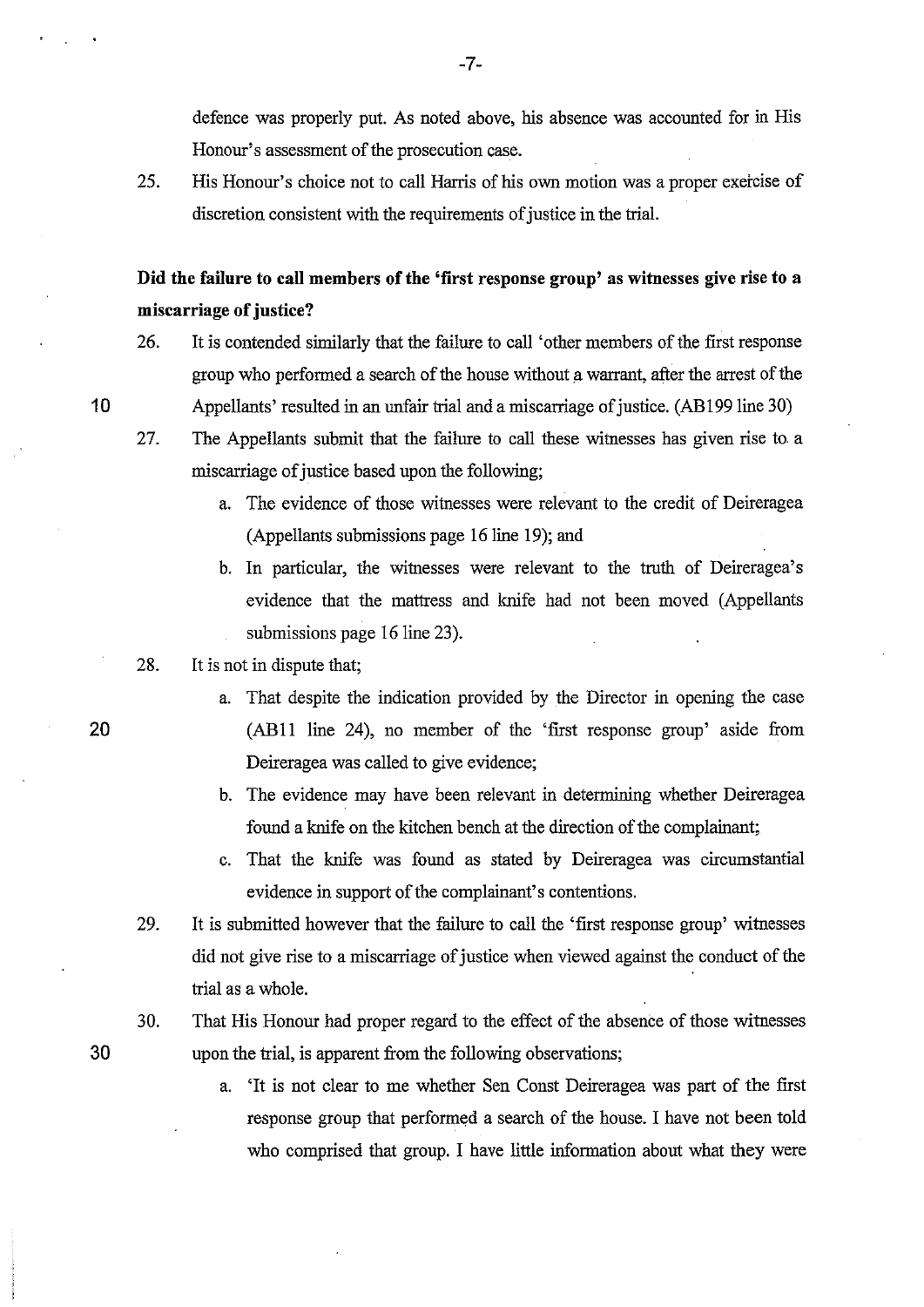defence was properly put. As noted above, his absence was accounted for in His Honour's assessment of the prosecution case.

25. His Honour's choice not to call Harris of his own motion was a proper exercise of discretion consistent with the requirements of justice in the trial.

**Did the failure to call members of the 'first response group' as witnesses give rise to a miscarriage of justice?**

26. It is contended similarly that the failure to call 'other members of the first response group who performed a search of the house without a warrant, after the arrest of the Appellants' resulted in an unfair trial and a miscarriage of justice. (AB199 line 30)

27. The Appellants submit that the failure to call these witnesses has given rise to a miscarriage of justice based upon the following;

    a. The evidence of those witnesses were relevant to the credit of Deireragea (Appellants submissions page 16 line 19); and

    b. In particular, the witnesses were relevant to the truth of Deireragea's evidence that the mattress and knife had not been moved (Appellants submissions page 16 line 23).

28. It is not in dispute that;

    a. That despite the indication provided by the Director in opening the case (AB11 line 24), no member of the 'first response group' aside from Deireragea was called to give evidence;

    b. The evidence may have been relevant in determining whether Deireragea found a knife on the kitchen bench at the direction of the complainant;

    c. That the knife was found as stated by Deireragea was circumstantial evidence in support of the complainant's contentions.

29. It is submitted however that the failure to call the 'first response group' witnesses did not give rise to a miscarriage of justice when viewed against the conduct of the trial as a whole.

30. That His Honour had proper regard to the effect of the absence of those witnesses upon the trial, is apparent from the following observations;

    a. 'It is not clear to me whether Sen Const Deireragea was part of the first response group that performed a search of the house. I have not been told who comprised that group. I have little information about what they were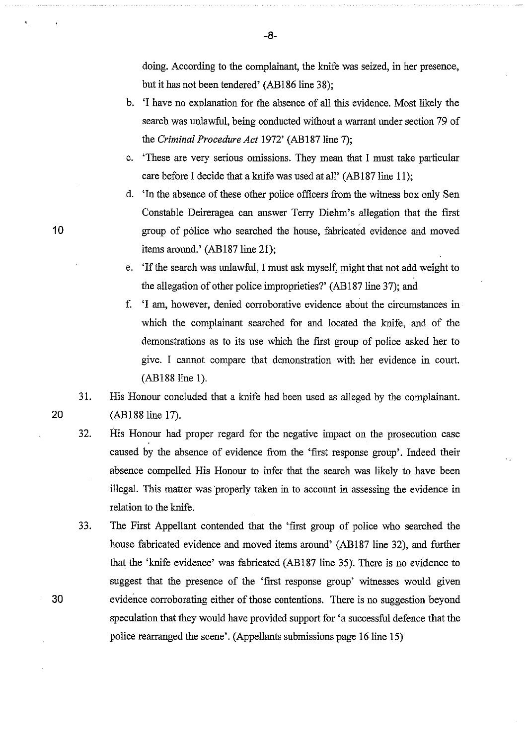doing. According to the complainant, the knife was seized, in her presence, but it has not been tendered' (AB186 line 38);

b. 'I have no explanation for the absence of all this evidence. Most likely the search was unlawful, being conducted without a warrant under section 79 of the *Criminal Procedure Act* 1972' (AB187 line 7);

c. 'These are very serious omissions. They mean that I must take particular care before I decide that a knife was used at all' (AB187 line 11);

d. 'In the absence of these other police officers from the witness box only Sen Constable Deireragea can answer Terry Diehm's allegation that the first group of police who searched the house, fabricated evidence and moved items around.' (AB187 line 21);

e. 'If the search was unlawful, I must ask myself, might that not add weight to the allegation of other police improprieties?' (AB187 line 37); and

f. 'I am, however, denied corroborative evidence about the circumstances in which the complainant searched for and located the knife, and of the demonstrations as to its use which the first group of police asked her to give. I cannot compare that demonstration with her evidence in court. (AB188 line 1).

31. His Honour concluded that a knife had been used as alleged by the complainant. (AB188 line 17).

32. His Honour had proper regard for the negative impact on the prosecution case caused by the absence of evidence from the 'first response group'. Indeed their absence compelled His Honour to infer that the search was likely to have been illegal. This matter was properly taken in to account in assessing the evidence in relation to the knife.

33. The First Appellant contended that the 'first group of police who searched the house fabricated evidence and moved items around' (AB187 line 32), and further that the 'knife evidence' was fabricated (AB187 line 35). There is no evidence to suggest that the presence of the 'first response group' witnesses would given evidence corroborating either of those contentions. There is no suggestion beyond speculation that they would have provided support for 'a successful defence that the police rearranged the scene'. (Appellants submissions page 16 line 15)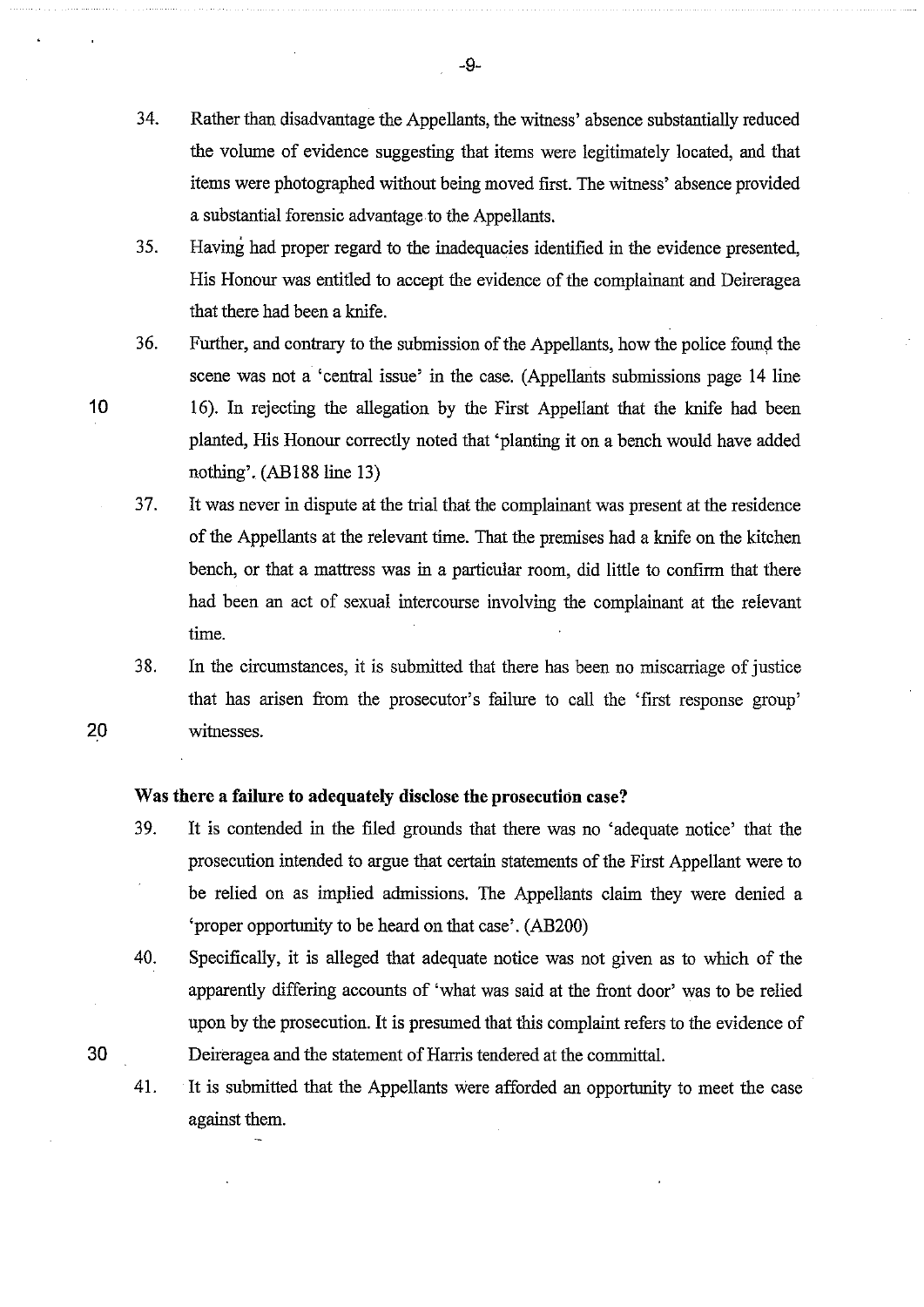34. Rather than disadvantage the Appellants, the witness' absence substantially reduced the volume of evidence suggesting that items were legitimately located, and that items were photographed without being moved first. The witness' absence provided a substantial forensic advantage to the Appellants.

35. Having had proper regard to the inadequacies identified in the evidence presented, His Honour was entitled to accept the evidence of the complainant and Deireragea that there had been a knife.

36. Further, and contrary to the submission of the Appellants, how the police found the scene was not a 'central issue' in the case. (Appellants submissions page 14 line 16). In rejecting the allegation by the First Appellant that the knife had been planted, His Honour correctly noted that 'planting it on a bench would have added nothing'. (AB188 line 13)

37. It was never in dispute at the trial that the complainant was present at the residence of the Appellants at the relevant time. That the premises had a knife on the kitchen bench, or that a mattress was in a particular room, did little to confirm that there had been an act of sexual intercourse involving the complainant at the relevant time.

38. In the circumstances, it is submitted that there has been no miscarriage of justice that has arisen from the prosecutor's failure to call the 'first response group' witnesses.

**Was there a failure to adequately disclose the prosecution case?**

39. It is contended in the filed grounds that there was no 'adequate notice' that the prosecution intended to argue that certain statements of the First Appellant were to be relied on as implied admissions. The Appellants claim they were denied a 'proper opportunity to be heard on that case'. (AB200)

40. Specifically, it is alleged that adequate notice was not given as to which of the apparently differing accounts of 'what was said at the front door' was to be relied upon by the prosecution. It is presumed that this complaint refers to the evidence of Deireragea and the statement of Harris tendered at the committal.

41. It is submitted that the Appellants were afforded an opportunity to meet the case against them.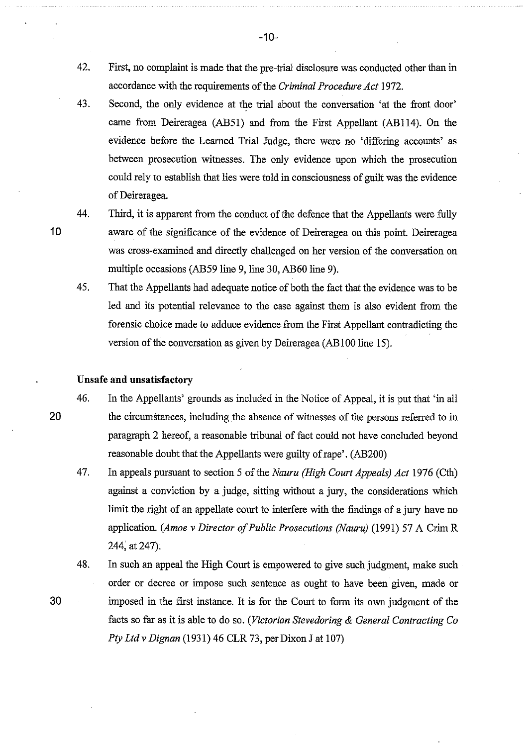42. First, no complaint is made that the pre-trial disclosure was conducted other than in accordance with the requirements of the *Criminal Procedure Act* 1972.

43. Second, the only evidence at the trial about the conversation 'at the front door' came from Deireragea (AB51) and from the First Appellant (AB114). On the evidence before the Learned Trial Judge, there were no 'differing accounts' as between prosecution witnesses. The only evidence upon which the prosecution could rely to establish that lies were told in consciousness of guilt was the evidence of Deireragea.

44. Third, it is apparent from the conduct of the defence that the Appellants were fully aware of the significance of the evidence of Deireragea on this point. Deireragea was cross-examined and directly challenged on her version of the conversation on multiple occasions (AB59 line 9, line 30, AB60 line 9).

45. That the Appellants had adequate notice of both the fact that the evidence was to be led and its potential relevance to the case against them is also evident from the forensic choice made to adduce evidence from the First Appellant contradicting the version of the conversation as given by Deireragea (AB100 line 15).

**Unsafe and unsatisfactory**

46. In the Appellants' grounds as included in the Notice of Appeal, it is put that 'in all the circumstances, including the absence of witnesses of the persons referred to in paragraph 2 hereof, a reasonable tribunal of fact could not have concluded beyond reasonable doubt that the Appellants were guilty of rape'. (AB200)

47. In appeals pursuant to section 5 of the *Nauru (High Court Appeals) Act* 1976 (Cth) against a conviction by a judge, sitting without a jury, the considerations which limit the right of an appellate court to interfere with the findings of a jury have no application. (*Amoe v Director of Public Prosecutions (Nauru)* (1991) 57 A Crim R 244, at 247).

48. In such an appeal the High Court is empowered to give such judgment, make such order or decree or impose such sentence as ought to have been given, made or imposed in the first instance. It is for the Court to form its own judgment of the facts so far as it is able to do so. (*Victorian Stevedoring & General Contracting Co Pty Ltd v Dignan* (1931) 46 CLR 73, per Dixon J at 107)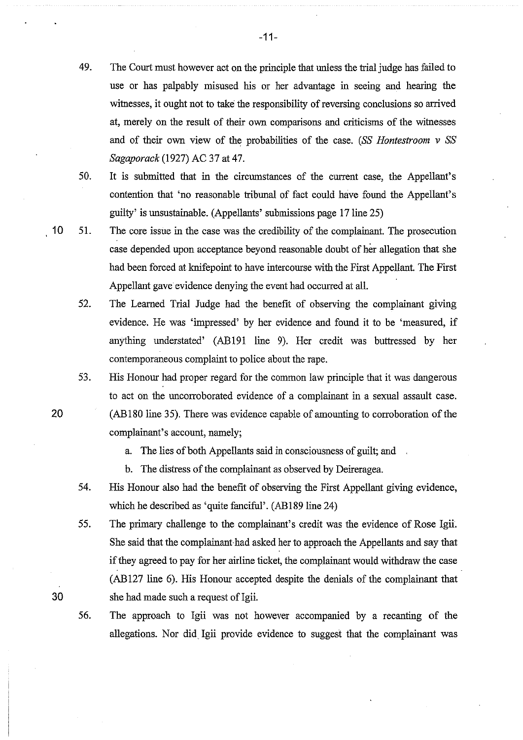49. The Court must however act on the principle that unless the trial judge has failed to use or has palpably misused his or her advantage in seeing and hearing the witnesses, it ought not to take the responsibility of reversing conclusions so arrived at, merely on the result of their own comparisons and criticisms of the witnesses and of their own view of the probabilities of the case. (*SS Hontestroom v SS Sagaporack* (1927) AC 37 at 47.

50. It is submitted that in the circumstances of the current case, the Appellant's contention that 'no reasonable tribunal of fact could have found the Appellant's guilty' is unsustainable. (Appellants' submissions page 17 line 25)

51. The core issue in the case was the credibility of the complainant. The prosecution case depended upon acceptance beyond reasonable doubt of her allegation that she had been forced at knifepoint to have intercourse with the First Appellant. The First Appellant gave evidence denying the event had occurred at all.

52. The Learned Trial Judge had the benefit of observing the complainant giving evidence. He was 'impressed' by her evidence and found it to be 'measured, if anything understated' (AB191 line 9). Her credit was buttressed by her contemporaneous complaint to police about the rape.

53. His Honour had proper regard for the common law principle that it was dangerous to act on the uncorroborated evidence of a complainant in a sexual assault case. (AB180 line 35). There was evidence capable of amounting to corroboration of the complainant's account, namely;

    a. The lies of both Appellants said in consciousness of guilt; and

    b. The distress of the complainant as observed by Deireragea.

54. His Honour also had the benefit of observing the First Appellant giving evidence, which he described as 'quite fanciful'. (AB189 line 24)

55. The primary challenge to the complainant's credit was the evidence of Rose Igii. She said that the complainant had asked her to approach the Appellants and say that if they agreed to pay for her airline ticket, the complainant would withdraw the case (AB127 line 6). His Honour accepted despite the denials of the complainant that she had made such a request of Igii.

56. The approach to Igii was not however accompanied by a recanting of the allegations. Nor did Igii provide evidence to suggest that the complainant was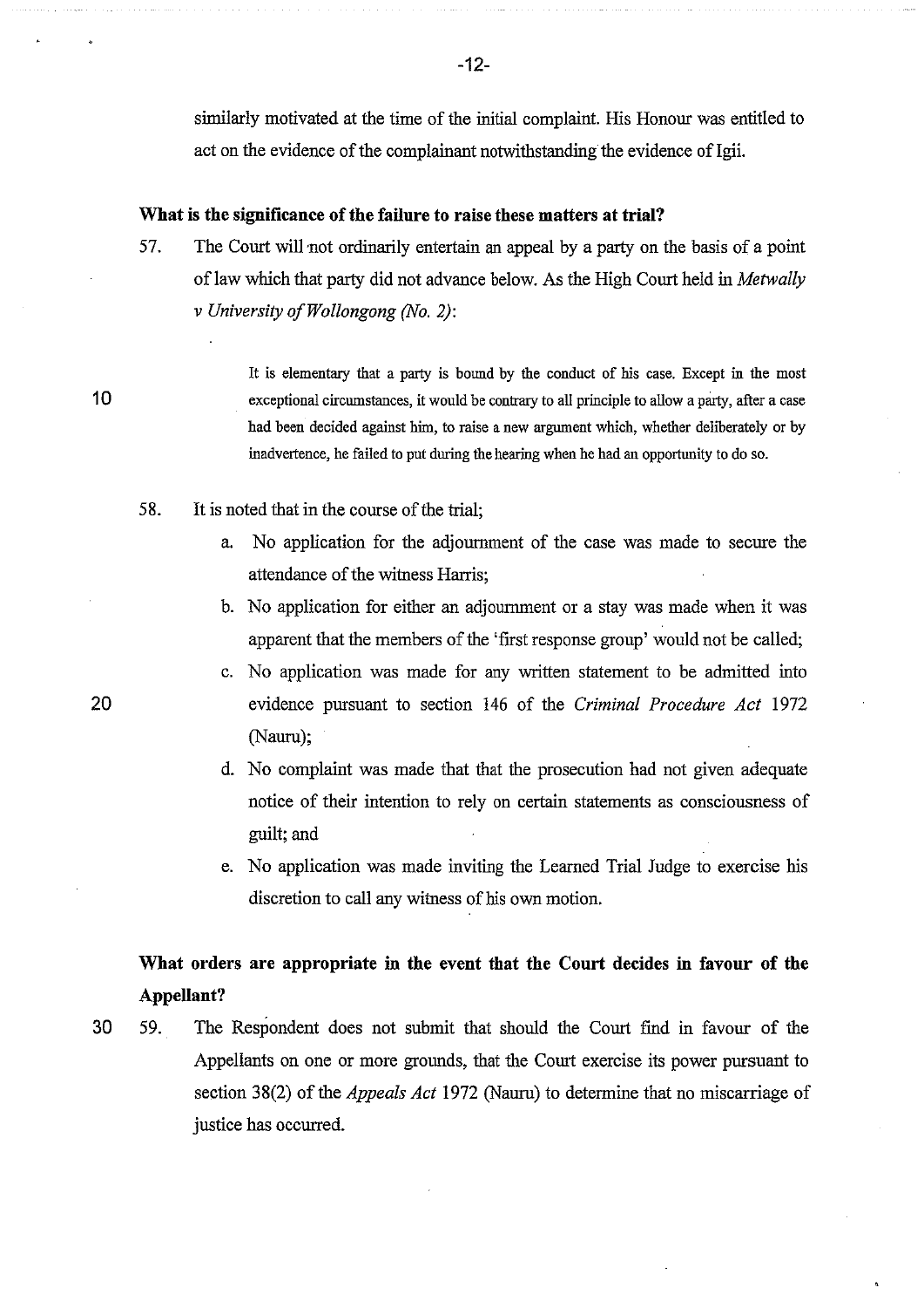similarly motivated at the time of the initial complaint. His Honour was entitled to act on the evidence of the complainant notwithstanding the evidence of Igii.

**What is the significance of the failure to raise these matters at trial?**

57. The Court will not ordinarily entertain an appeal by a party on the basis of a point of law which that party did not advance below. As the High Court held in *Metwally v University of Wollongong (No. 2)*:

> It is elementary that a party is bound by the conduct of his case. Except in the most exceptional circumstances, it would be contrary to all principle to allow a party, after a case had been decided against him, to raise a new argument which, whether deliberately or by inadvertence, he failed to put during the hearing when he had an opportunity to do so.

58. It is noted that in the course of the trial;

   a. No application for the adjournment of the case was made to secure the attendance of the witness Harris;

   b. No application for either an adjournment or a stay was made when it was apparent that the members of the 'first response group' would not be called;

   c. No application was made for any written statement to be admitted into evidence pursuant to section 146 of the *Criminal Procedure Act* 1972 (Nauru);

   d. No complaint was made that that the prosecution had not given adequate notice of their intention to rely on certain statements as consciousness of guilt; and

   e. No application was made inviting the Learned Trial Judge to exercise his discretion to call any witness of his own motion.

**What orders are appropriate in the event that the Court decides in favour of the Appellant?**

59. The Respondent does not submit that should the Court find in favour of the Appellants on one or more grounds, that the Court exercise its power pursuant to section 38(2) of the *Appeals Act* 1972 (Nauru) to determine that no miscarriage of justice has occurred.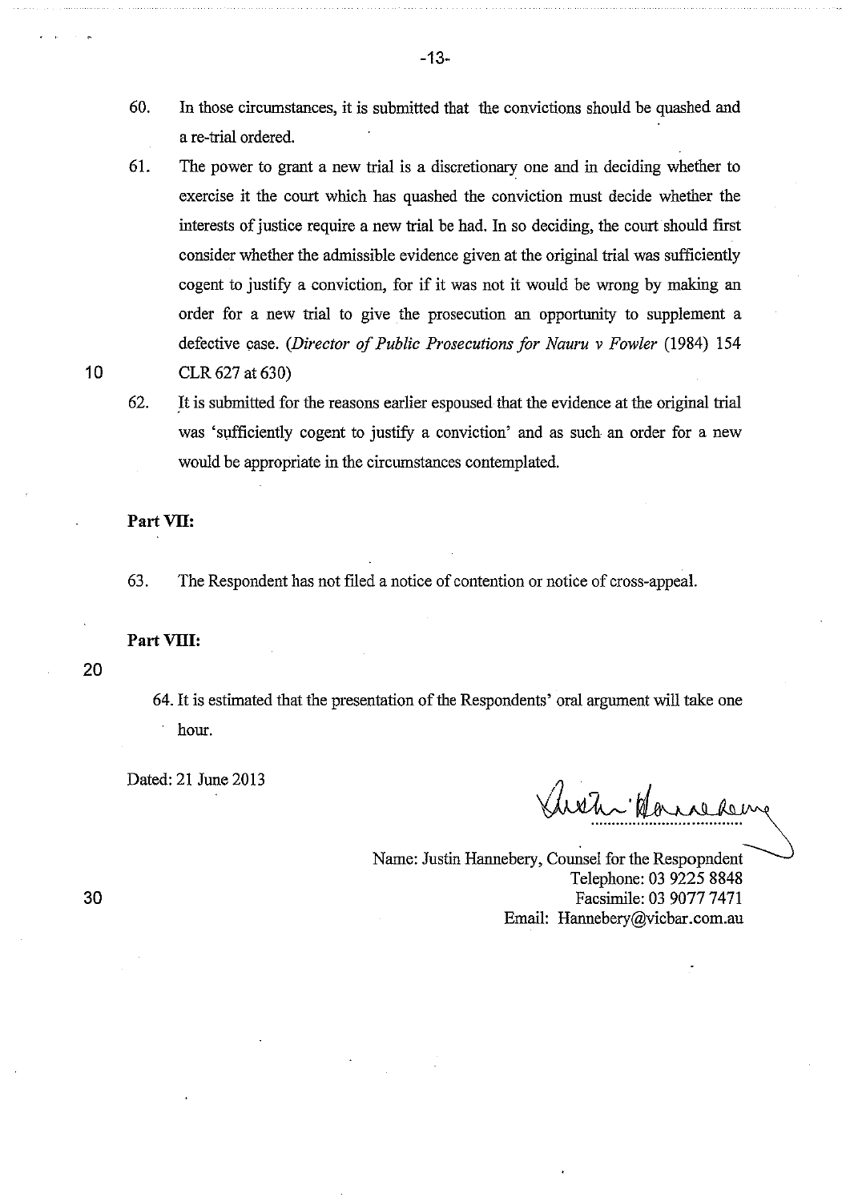60. In those circumstances, it is submitted that the convictions should be quashed and a re-trial ordered.

61. The power to grant a new trial is a discretionary one and in deciding whether to exercise it the court which has quashed the conviction must decide whether the interests of justice require a new trial be had. In so deciding, the court should first consider whether the admissible evidence given at the original trial was sufficiently cogent to justify a conviction, for if it was not it would be wrong by making an order for a new trial to give the prosecution an opportunity to supplement a defective case. (*Director of Public Prosecutions for Nauru v Fowler* (1984) 154 CLR 627 at 630)

62. It is submitted for the reasons earlier espoused that the evidence at the original trial was 'sufficiently cogent to justify a conviction' and as such an order for a new would be appropriate in the circumstances contemplated.

**Part VII:**

63. The Respondent has not filed a notice of contention or notice of cross-appeal.

**Part VIII:**

64. It is estimated that the presentation of the Respondents' oral argument will take one hour.

Dated: 21 June 2013

Name: Justin Hannebery, Counsel for the Respopndent
Telephone: 03 9225 8848
Facsimile: 03 9077 7471
Email: Hannebery@vicbar.com.au